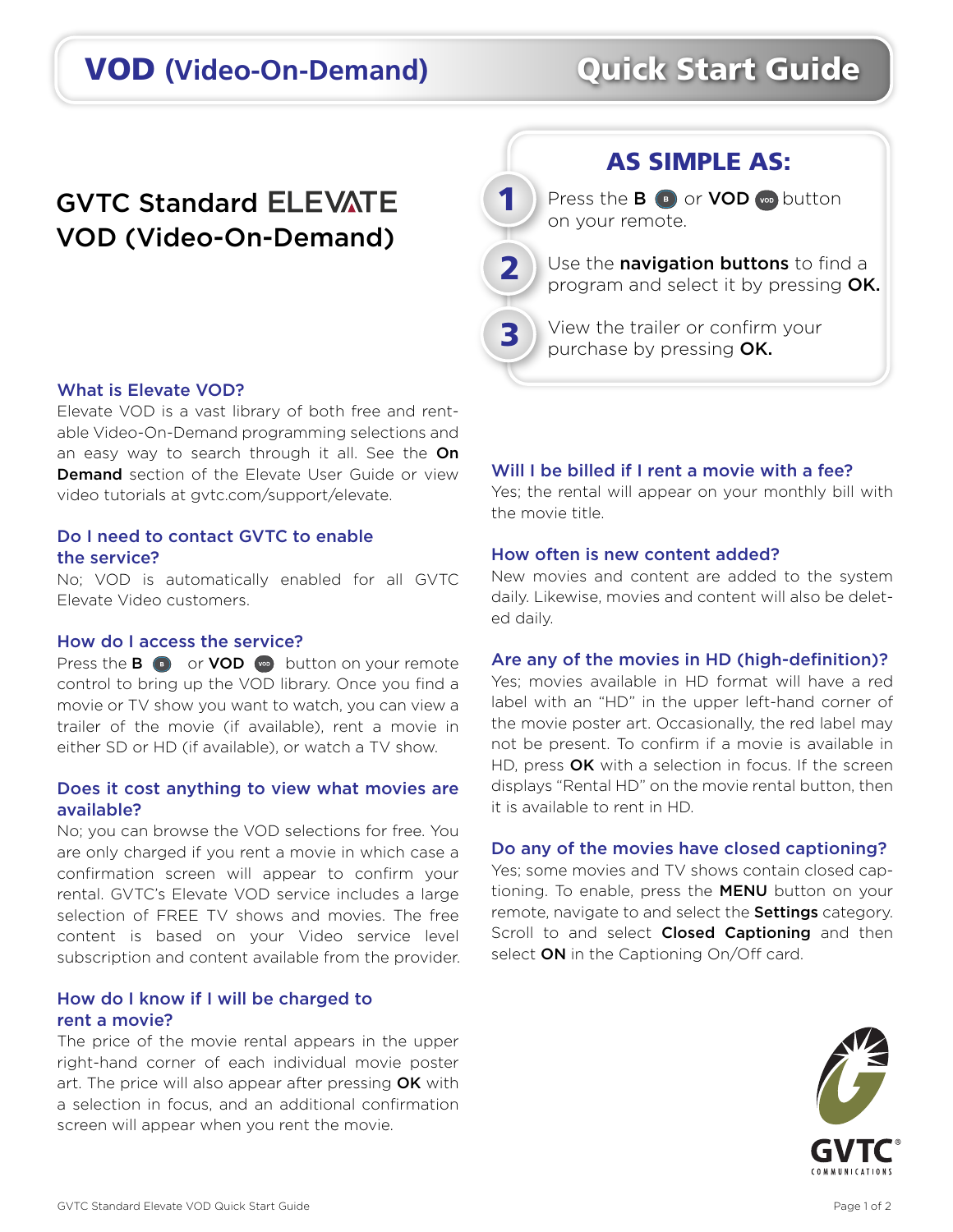# VOD (Video-On-Demand) Quick Start Guide

## GVTC Standard ELEVATE VOD (Video-On-Demand)

### AS SIMPLE AS:

1. Press the **B** or **VOD** button on your remote.
2. Use the **navigation buttons** to find a program and select it by pressing **OK.**
3. View the trailer or confirm your purchase by pressing **OK.**

### What is Elevate VOD?

Elevate VOD is a vast library of both free and rentable Video-On-Demand programming selections and an easy way to search through it all. See the **On Demand** section of the Elevate User Guide or view video tutorials at gvtc.com/support/elevate.

### Do I need to contact GVTC to enable the service?

No; VOD is automatically enabled for all GVTC Elevate Video customers.

### How do I access the service?

Press the **B** or **VOD** button on your remote control to bring up the VOD library. Once you find a movie or TV show you want to watch, you can view a trailer of the movie (if available), rent a movie in either SD or HD (if available), or watch a TV show.

### Does it cost anything to view what movies are available?

No; you can browse the VOD selections for free. You are only charged if you rent a movie in which case a confirmation screen will appear to confirm your rental. GVTC's Elevate VOD service includes a large selection of FREE TV shows and movies. The free content is based on your Video service level subscription and content available from the provider.

### How do I know if I will be charged to rent a movie?

The price of the movie rental appears in the upper right-hand corner of each individual movie poster art. The price will also appear after pressing **OK** with a selection in focus, and an additional confirmation screen will appear when you rent the movie.

### Will I be billed if I rent a movie with a fee?

Yes; the rental will appear on your monthly bill with the movie title.

### How often is new content added?

New movies and content are added to the system daily. Likewise, movies and content will also be deleted daily.

### Are any of the movies in HD (high-definition)?

Yes; movies available in HD format will have a red label with an "HD" in the upper left-hand corner of the movie poster art. Occasionally, the red label may not be present. To confirm if a movie is available in HD, press **OK** with a selection in focus. If the screen displays "Rental HD" on the movie rental button, then it is available to rent in HD.

### Do any of the movies have closed captioning?

Yes; some movies and TV shows contain closed captioning. To enable, press the **MENU** button on your remote, navigate to and select the **Settings** category. Scroll to and select **Closed Captioning** and then select **ON** in the Captioning On/Off card.

GVTC® COMMUNICATIONS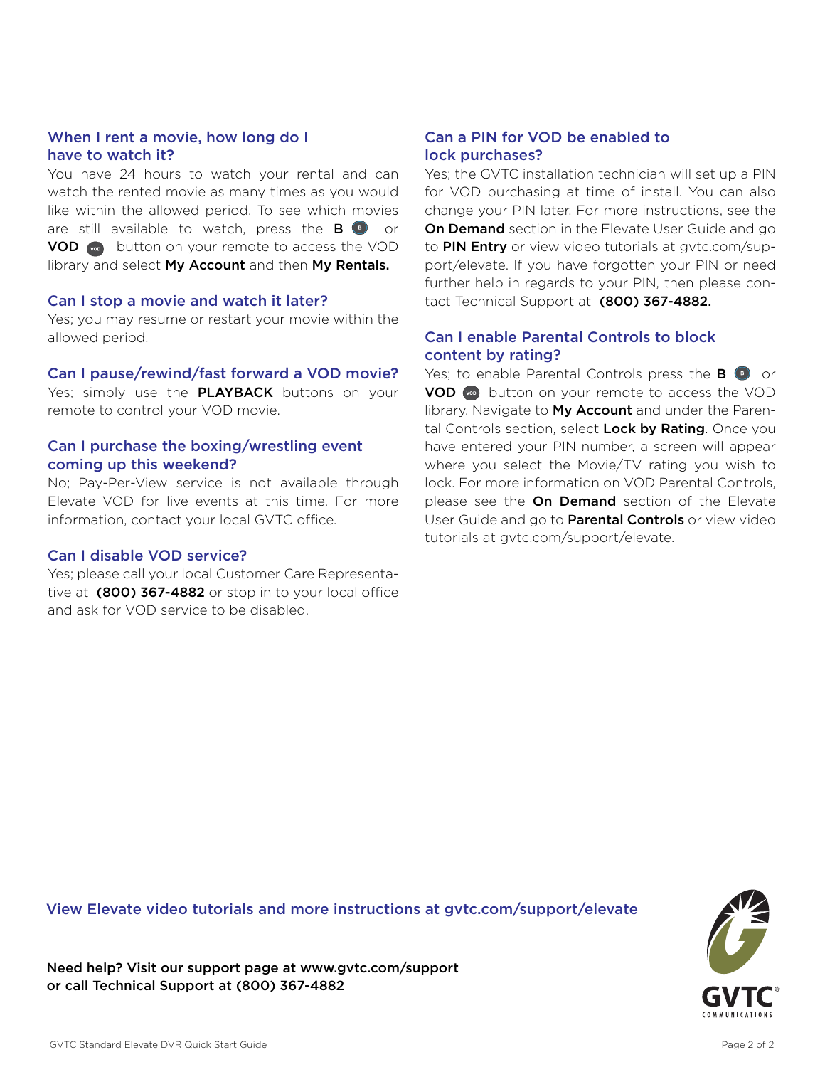### When I rent a movie, how long do I have to watch it?

You have 24 hours to watch your rental and can watch the rented movie as many times as you would like within the allowed period. To see which movies are still available to watch, press the **B** or **VOD** button on your remote to access the VOD library and select **My Account** and then **My Rentals.**

### Can I stop a movie and watch it later?

Yes; you may resume or restart your movie within the allowed period.

### Can I pause/rewind/fast forward a VOD movie?

Yes; simply use the **PLAYBACK** buttons on your remote to control your VOD movie.

### Can I purchase the boxing/wrestling event coming up this weekend?

No; Pay-Per-View service is not available through Elevate VOD for live events at this time. For more information, contact your local GVTC office.

### Can I disable VOD service?

Yes; please call your local Customer Care Representative at **(800) 367-4882** or stop in to your local office and ask for VOD service to be disabled.

### Can a PIN for VOD be enabled to lock purchases?

Yes; the GVTC installation technician will set up a PIN for VOD purchasing at time of install. You can also change your PIN later. For more instructions, see the **On Demand** section in the Elevate User Guide and go to **PIN Entry** or view video tutorials at gvtc.com/support/elevate. If you have forgotten your PIN or need further help in regards to your PIN, then please contact Technical Support at **(800) 367-4882.**

### Can I enable Parental Controls to block content by rating?

Yes; to enable Parental Controls press the **B** or **VOD** button on your remote to access the VOD library. Navigate to **My Account** and under the Parental Controls section, select **Lock by Rating**. Once you have entered your PIN number, a screen will appear where you select the Movie/TV rating you wish to lock. For more information on VOD Parental Controls, please see the **On Demand** section of the Elevate User Guide and go to **Parental Controls** or view video tutorials at gvtc.com/support/elevate.

**View Elevate video tutorials and more instructions at gvtc.com/support/elevate**

**Need help? Visit our support page at www.gvtc.com/support or call Technical Support at (800) 367-4882**

GVTC® COMMUNICATIONS